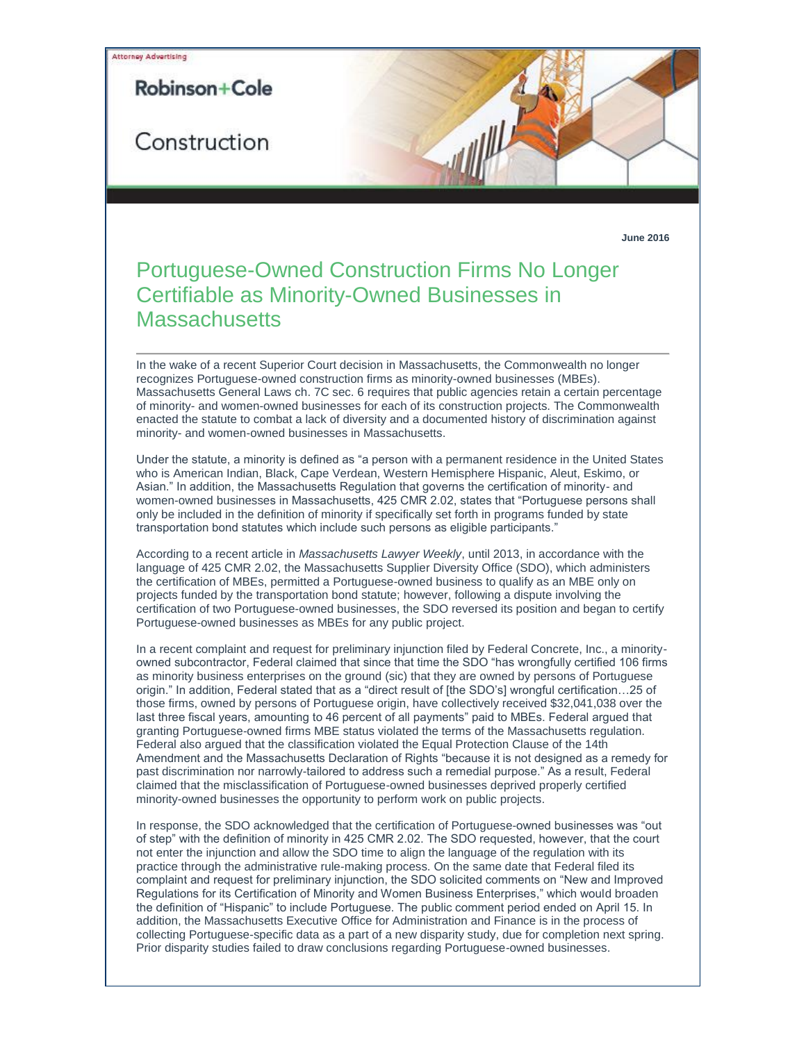Attorney Advertising

Robinson+Cole

Construction

June 2016

# Portuguese-Owned Construction Firms No Longer Certifiable as Minority-Owned Businesses in Massachusetts

In the wake of a recent Superior Court decision in Massachusetts, the Commonwealth no longer recognizes Portuguese-owned construction firms as minority-owned businesses (MBEs). Massachusetts General Laws ch. 7C sec. 6 requires that public agencies retain a certain percentage of minority- and women-owned businesses for each of its construction projects. The Commonwealth enacted the statute to combat a lack of diversity and a documented history of discrimination against minority- and women-owned businesses in Massachusetts.

Under the statute, a minority is defined as "a person with a permanent residence in the United States who is American Indian, Black, Cape Verdean, Western Hemisphere Hispanic, Aleut, Eskimo, or Asian." In addition, the Massachusetts Regulation that governs the certification of minority- and women-owned businesses in Massachusetts, 425 CMR 2.02, states that "Portuguese persons shall only be included in the definition of minority if specifically set forth in programs funded by state transportation bond statutes which include such persons as eligible participants."

According to a recent article in *Massachusetts Lawyer Weekly*, until 2013, in accordance with the language of 425 CMR 2.02, the Massachusetts Supplier Diversity Office (SDO), which administers the certification of MBEs, permitted a Portuguese-owned business to qualify as an MBE only on projects funded by the transportation bond statute; however, following a dispute involving the certification of two Portuguese-owned businesses, the SDO reversed its position and began to certify Portuguese-owned businesses as MBEs for any public project.

In a recent complaint and request for preliminary injunction filed by Federal Concrete, Inc., a minority-owned subcontractor, Federal claimed that since that time the SDO "has wrongfully certified 106 firms as minority business enterprises on the ground (sic) that they are owned by persons of Portuguese origin." In addition, Federal stated that as a "direct result of [the SDO's] wrongful certification…25 of those firms, owned by persons of Portuguese origin, have collectively received $32,041,038 over the last three fiscal years, amounting to 46 percent of all payments" paid to MBEs. Federal argued that granting Portuguese-owned firms MBE status violated the terms of the Massachusetts regulation. Federal also argued that the classification violated the Equal Protection Clause of the 14th Amendment and the Massachusetts Declaration of Rights "because it is not designed as a remedy for past discrimination nor narrowly-tailored to address such a remedial purpose." As a result, Federal claimed that the misclassification of Portuguese-owned businesses deprived properly certified minority-owned businesses the opportunity to perform work on public projects.

In response, the SDO acknowledged that the certification of Portuguese-owned businesses was "out of step" with the definition of minority in 425 CMR 2.02. The SDO requested, however, that the court not enter the injunction and allow the SDO time to align the language of the regulation with its practice through the administrative rule-making process. On the same date that Federal filed its complaint and request for preliminary injunction, the SDO solicited comments on "New and Improved Regulations for its Certification of Minority and Women Business Enterprises," which would broaden the definition of "Hispanic" to include Portuguese. The public comment period ended on April 15. In addition, the Massachusetts Executive Office for Administration and Finance is in the process of collecting Portuguese-specific data as a part of a new disparity study, due for completion next spring. Prior disparity studies failed to draw conclusions regarding Portuguese-owned businesses.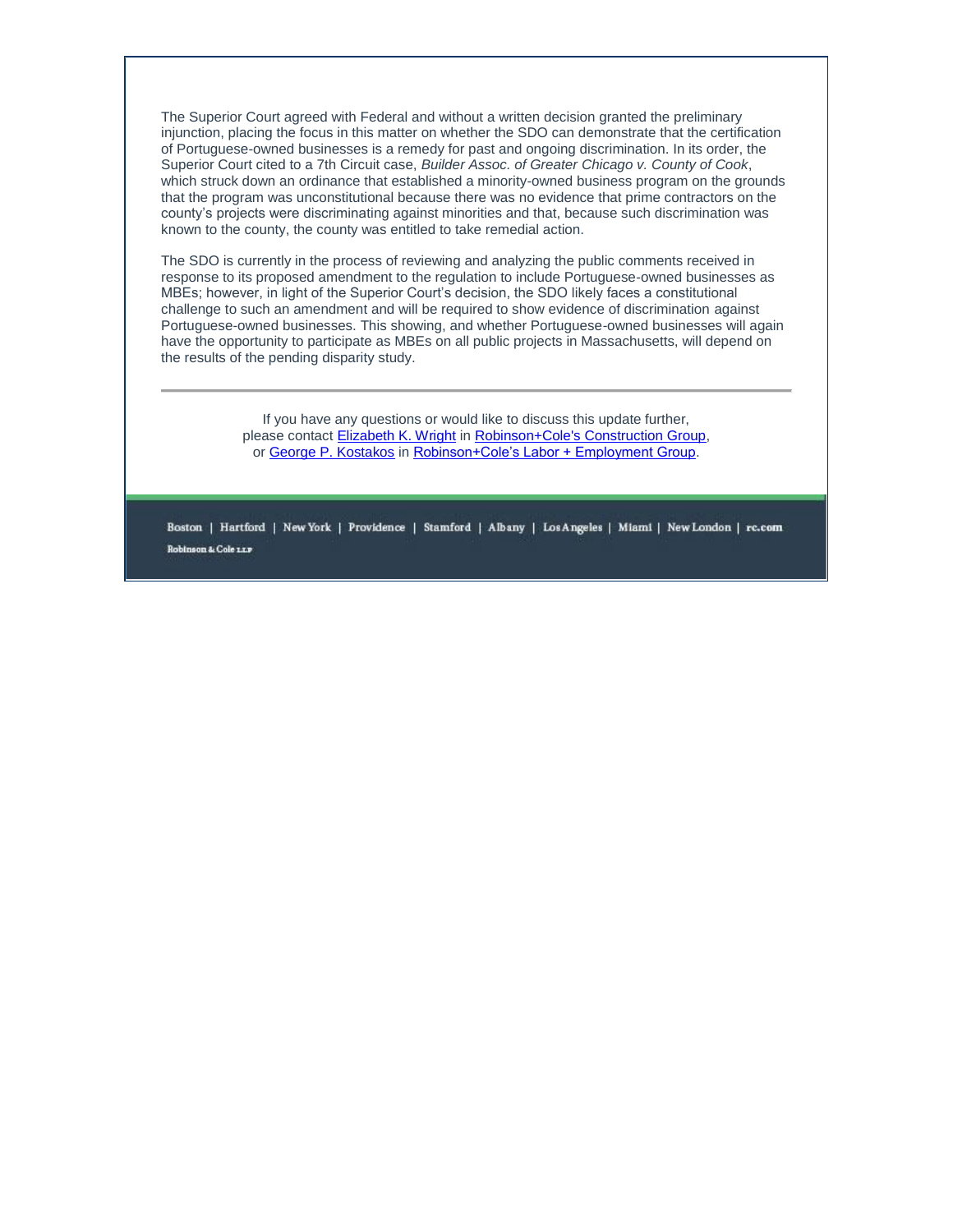The Superior Court agreed with Federal and without a written decision granted the preliminary injunction, placing the focus in this matter on whether the SDO can demonstrate that the certification of Portuguese-owned businesses is a remedy for past and ongoing discrimination. In its order, the Superior Court cited to a 7th Circuit case, *Builder Assoc. of Greater Chicago v. County of Cook*, which struck down an ordinance that established a minority-owned business program on the grounds that the program was unconstitutional because there was no evidence that prime contractors on the county's projects were discriminating against minorities and that, because such discrimination was known to the county, the county was entitled to take remedial action.

The SDO is currently in the process of reviewing and analyzing the public comments received in response to its proposed amendment to the regulation to include Portuguese-owned businesses as MBEs; however, in light of the Superior Court's decision, the SDO likely faces a constitutional challenge to such an amendment and will be required to show evidence of discrimination against Portuguese-owned businesses. This showing, and whether Portuguese-owned businesses will again have the opportunity to participate as MBEs on all public projects in Massachusetts, will depend on the results of the pending disparity study.

---

If you have any questions or would like to discuss this update further, please contact Elizabeth K. Wright in Robinson+Cole's Construction Group, or George P. Kostakos in Robinson+Cole's Labor + Employment Group.

Boston | Hartford | New York | Providence | Stamford | Albany | Los Angeles | Miami | New London | rc.com

Robinson & Cole LLP